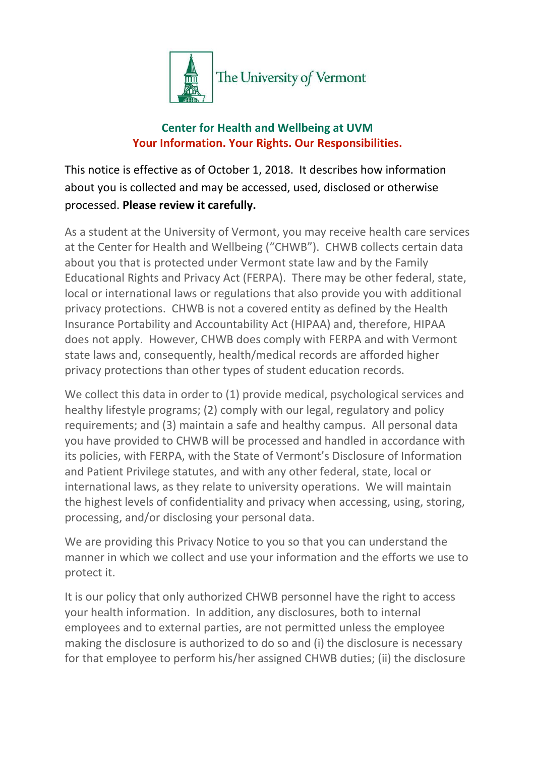The University of Vermont

## Center for Health and Wellbeing at UVM

## Your Information. Your Rights. Our Responsibilities.

This notice is effective as of October 1, 2018. It describes how information about you is collected and may be accessed, used, disclosed or otherwise processed. **Please review it carefully.**

As a student at the University of Vermont, you may receive health care services at the Center for Health and Wellbeing ("CHWB"). CHWB collects certain data about you that is protected under Vermont state law and by the Family Educational Rights and Privacy Act (FERPA). There may be other federal, state, local or international laws or regulations that also provide you with additional privacy protections. CHWB is not a covered entity as defined by the Health Insurance Portability and Accountability Act (HIPAA) and, therefore, HIPAA does not apply. However, CHWB does comply with FERPA and with Vermont state laws and, consequently, health/medical records are afforded higher privacy protections than other types of student education records.

We collect this data in order to (1) provide medical, psychological services and healthy lifestyle programs; (2) comply with our legal, regulatory and policy requirements; and (3) maintain a safe and healthy campus. All personal data you have provided to CHWB will be processed and handled in accordance with its policies, with FERPA, with the State of Vermont's Disclosure of Information and Patient Privilege statutes, and with any other federal, state, local or international laws, as they relate to university operations. We will maintain the highest levels of confidentiality and privacy when accessing, using, storing, processing, and/or disclosing your personal data.

We are providing this Privacy Notice to you so that you can understand the manner in which we collect and use your information and the efforts we use to protect it.

It is our policy that only authorized CHWB personnel have the right to access your health information. In addition, any disclosures, both to internal employees and to external parties, are not permitted unless the employee making the disclosure is authorized to do so and (i) the disclosure is necessary for that employee to perform his/her assigned CHWB duties; (ii) the disclosure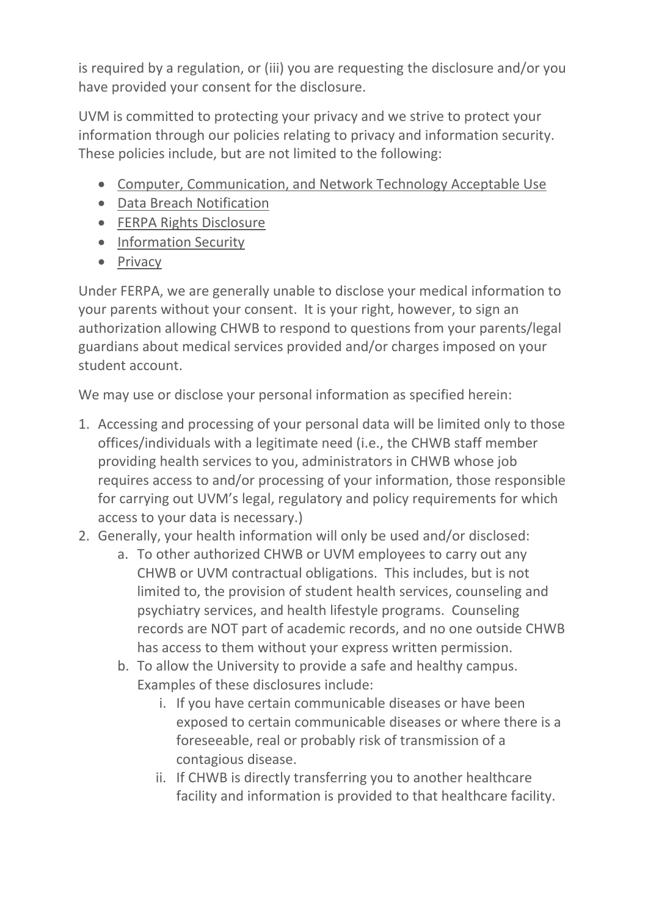is required by a regulation, or (iii) you are requesting the disclosure and/or you have provided your consent for the disclosure.

UVM is committed to protecting your privacy and we strive to protect your information through our policies relating to privacy and information security. These policies include, but are not limited to the following:

- Computer, Communication, and Network Technology Acceptable Use
- Data Breach Notification
- FERPA Rights Disclosure
- Information Security
- Privacy

Under FERPA, we are generally unable to disclose your medical information to your parents without your consent. It is your right, however, to sign an authorization allowing CHWB to respond to questions from your parents/legal guardians about medical services provided and/or charges imposed on your student account.

We may use or disclose your personal information as specified herein:

1. Accessing and processing of your personal data will be limited only to those offices/individuals with a legitimate need (i.e., the CHWB staff member providing health services to you, administrators in CHWB whose job requires access to and/or processing of your information, those responsible for carrying out UVM's legal, regulatory and policy requirements for which access to your data is necessary.)
2. Generally, your health information will only be used and/or disclosed:
   a. To other authorized CHWB or UVM employees to carry out any CHWB or UVM contractual obligations. This includes, but is not limited to, the provision of student health services, counseling and psychiatry services, and health lifestyle programs. Counseling records are NOT part of academic records, and no one outside CHWB has access to them without your express written permission.
   b. To allow the University to provide a safe and healthy campus. Examples of these disclosures include:
      i. If you have certain communicable diseases or have been exposed to certain communicable diseases or where there is a foreseeable, real or probably risk of transmission of a contagious disease.
      ii. If CHWB is directly transferring you to another healthcare facility and information is provided to that healthcare facility.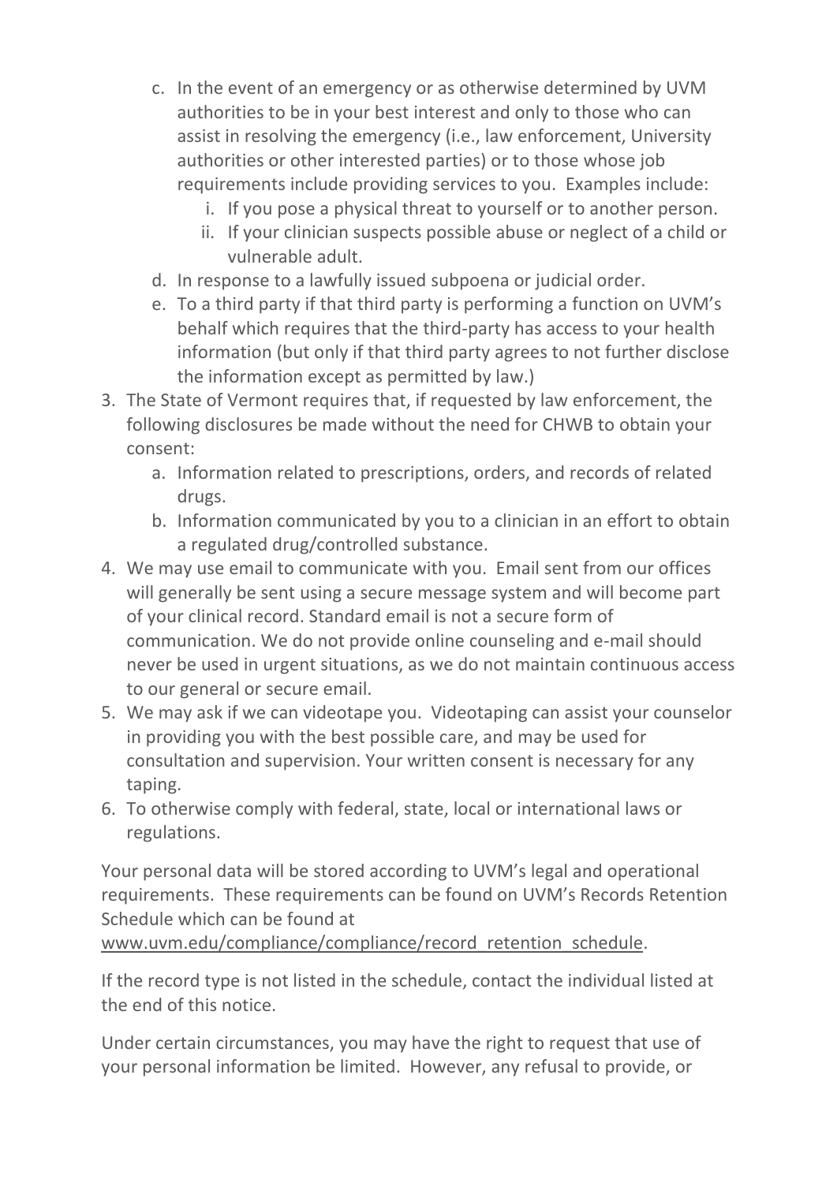c. In the event of an emergency or as otherwise determined by UVM authorities to be in your best interest and only to those who can assist in resolving the emergency (i.e., law enforcement, University authorities or other interested parties) or to those whose job requirements include providing services to you. Examples include:
    i. If you pose a physical threat to yourself or to another person.
    ii. If your clinician suspects possible abuse or neglect of a child or vulnerable adult.

d. In response to a lawfully issued subpoena or judicial order.

e. To a third party if that third party is performing a function on UVM's behalf which requires that the third-party has access to your health information (but only if that third party agrees to not further disclose the information except as permitted by law.)

3. The State of Vermont requires that, if requested by law enforcement, the following disclosures be made without the need for CHWB to obtain your consent:
    a. Information related to prescriptions, orders, and records of related drugs.
    b. Information communicated by you to a clinician in an effort to obtain a regulated drug/controlled substance.
4. We may use email to communicate with you. Email sent from our offices will generally be sent using a secure message system and will become part of your clinical record. Standard email is not a secure form of communication. We do not provide online counseling and e-mail should never be used in urgent situations, as we do not maintain continuous access to our general or secure email.
5. We may ask if we can videotape you. Videotaping can assist your counselor in providing you with the best possible care, and may be used for consultation and supervision. Your written consent is necessary for any taping.
6. To otherwise comply with federal, state, local or international laws or regulations.

Your personal data will be stored according to UVM's legal and operational requirements. These requirements can be found on UVM's Records Retention Schedule which can be found at www.uvm.edu/compliance/compliance/record_retention_schedule.

If the record type is not listed in the schedule, contact the individual listed at the end of this notice.

Under certain circumstances, you may have the right to request that use of your personal information be limited. However, any refusal to provide, or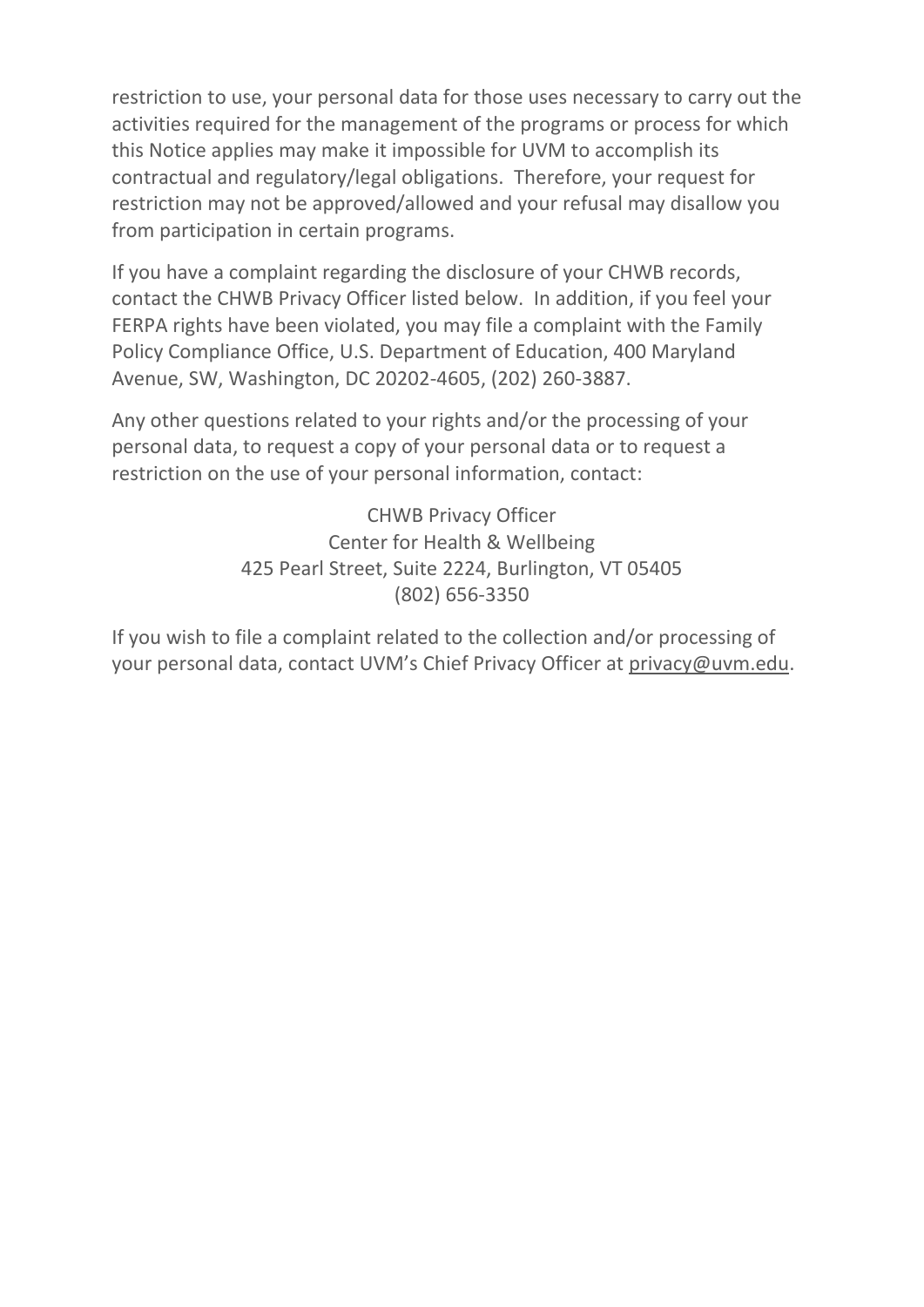restriction to use, your personal data for those uses necessary to carry out the activities required for the management of the programs or process for which this Notice applies may make it impossible for UVM to accomplish its contractual and regulatory/legal obligations. Therefore, your request for restriction may not be approved/allowed and your refusal may disallow you from participation in certain programs.

If you have a complaint regarding the disclosure of your CHWB records, contact the CHWB Privacy Officer listed below. In addition, if you feel your FERPA rights have been violated, you may file a complaint with the Family Policy Compliance Office, U.S. Department of Education, 400 Maryland Avenue, SW, Washington, DC 20202-4605, (202) 260-3887.

Any other questions related to your rights and/or the processing of your personal data, to request a copy of your personal data or to request a restriction on the use of your personal information, contact:

CHWB Privacy Officer
Center for Health & Wellbeing
425 Pearl Street, Suite 2224, Burlington, VT 05405
(802) 656-3350

If you wish to file a complaint related to the collection and/or processing of your personal data, contact UVM's Chief Privacy Officer at privacy@uvm.edu.